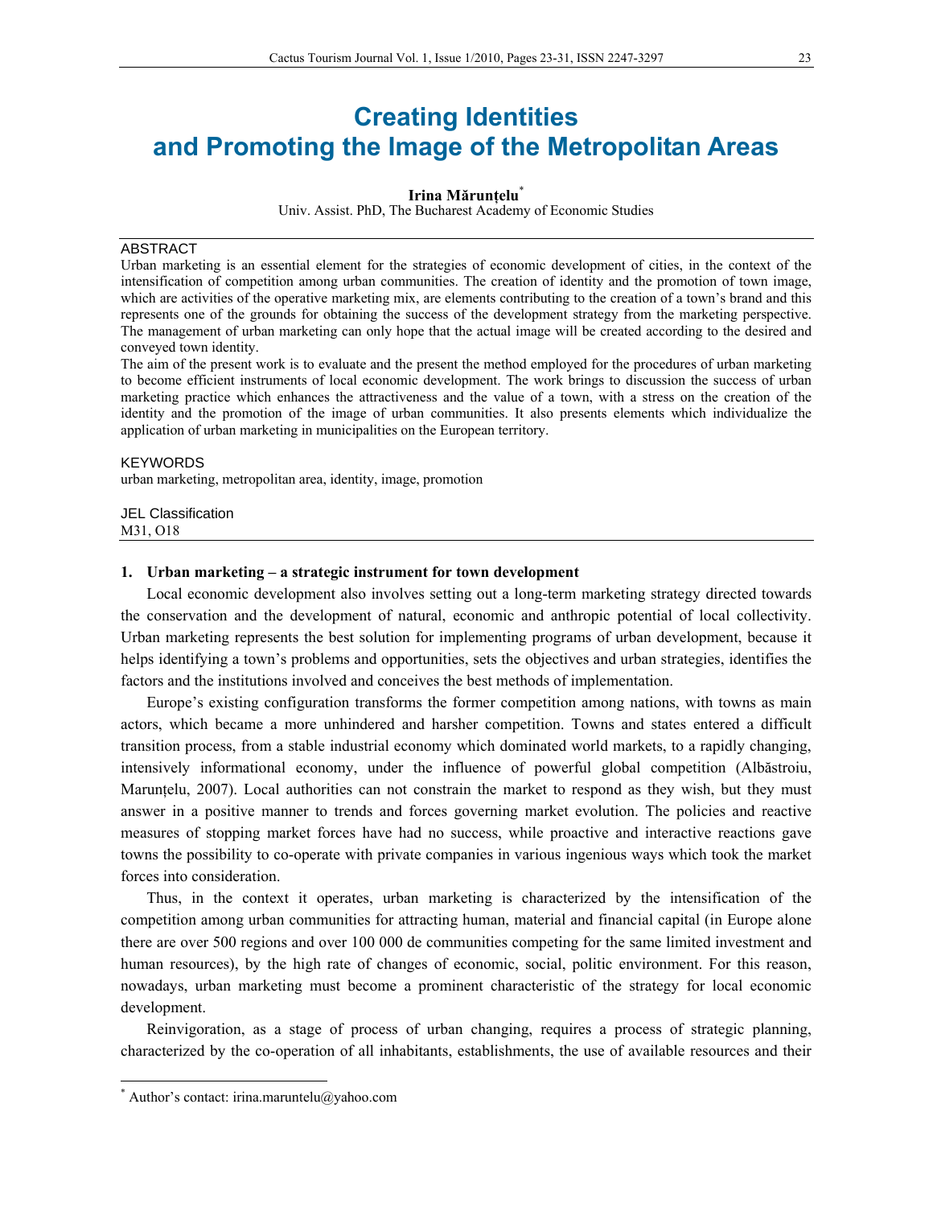# Creating Identities and Promoting the Image of the Metropolitan Areas

**Irina Mărunțelu**[*]

Univ. Assist. PhD, The Bucharest Academy of Economic Studies

## ABSTRACT

Urban marketing is an essential element for the strategies of economic development of cities, in the context of the intensification of competition among urban communities. The creation of identity and the promotion of town image, which are activities of the operative marketing mix, are elements contributing to the creation of a town's brand and this represents one of the grounds for obtaining the success of the development strategy from the marketing perspective. The management of urban marketing can only hope that the actual image will be created according to the desired and conveyed town identity.

The aim of the present work is to evaluate and the present the method employed for the procedures of urban marketing to become efficient instruments of local economic development. The work brings to discussion the success of urban marketing practice which enhances the attractiveness and the value of a town, with a stress on the creation of the identity and the promotion of the image of urban communities. It also presents elements which individualize the application of urban marketing in municipalities on the European territory.

## KEYWORDS

urban marketing, metropolitan area, identity, image, promotion

## JEL Classification

M31, O18

## 1. Urban marketing – a strategic instrument for town development

Local economic development also involves setting out a long-term marketing strategy directed towards the conservation and the development of natural, economic and anthropic potential of local collectivity. Urban marketing represents the best solution for implementing programs of urban development, because it helps identifying a town's problems and opportunities, sets the objectives and urban strategies, identifies the factors and the institutions involved and conceives the best methods of implementation.

Europe's existing configuration transforms the former competition among nations, with towns as main actors, which became a more unhindered and harsher competition. Towns and states entered a difficult transition process, from a stable industrial economy which dominated world markets, to a rapidly changing, intensively informational economy, under the influence of powerful global competition (Albăstroiu, Marunțelu, 2007). Local authorities can not constrain the market to respond as they wish, but they must answer in a positive manner to trends and forces governing market evolution. The policies and reactive measures of stopping market forces have had no success, while proactive and interactive reactions gave towns the possibility to co-operate with private companies in various ingenious ways which took the market forces into consideration.

Thus, in the context it operates, urban marketing is characterized by the intensification of the competition among urban communities for attracting human, material and financial capital (in Europe alone there are over 500 regions and over 100 000 de communities competing for the same limited investment and human resources), by the high rate of changes of economic, social, politic environment. For this reason, nowadays, urban marketing must become a prominent characteristic of the strategy for local economic development.

Reinvigoration, as a stage of process of urban changing, requires a process of strategic planning, characterized by the co-operation of all inhabitants, establishments, the use of available resources and their

---

[*] Author's contact: irina.maruntelu@yahoo.com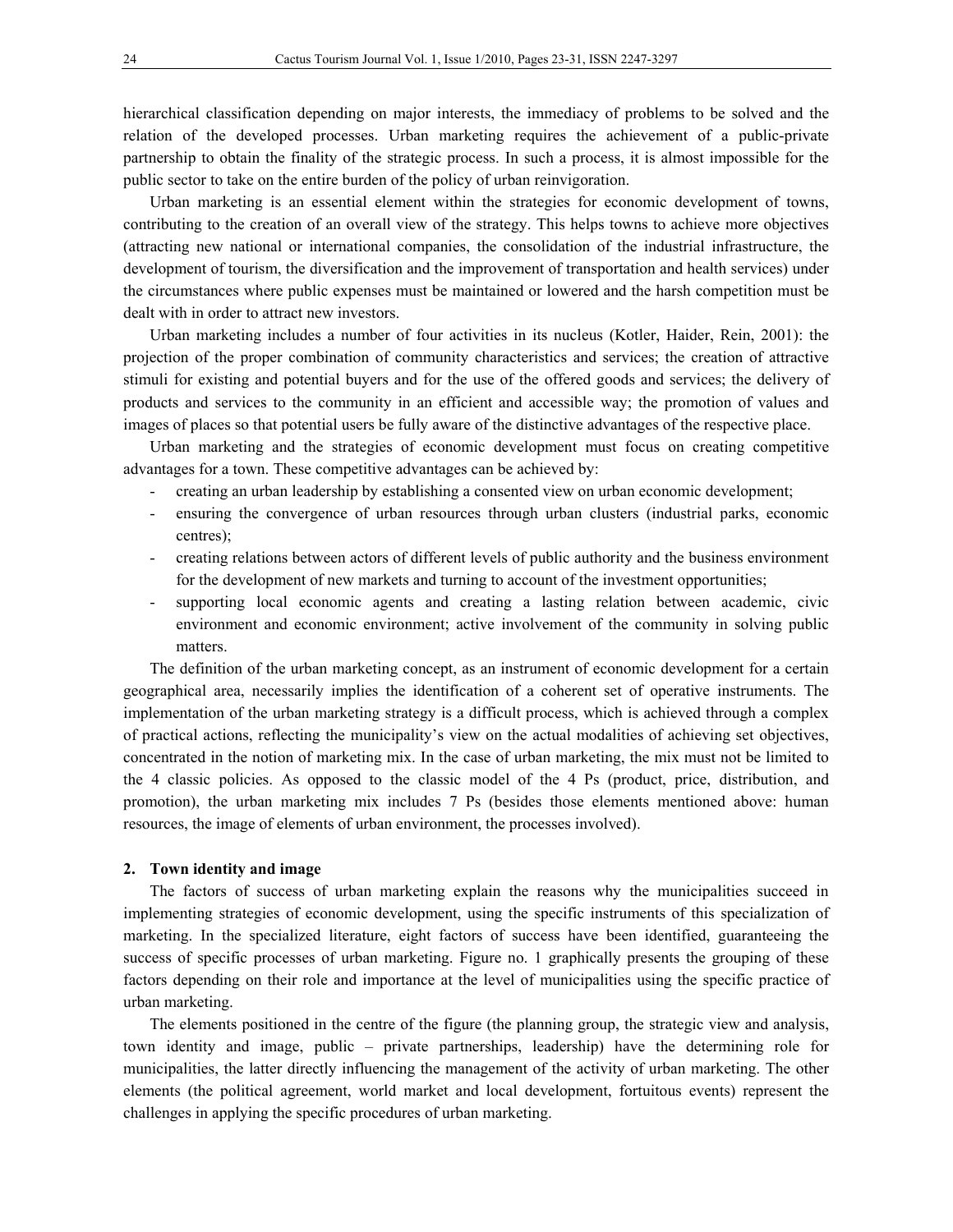hierarchical classification depending on major interests, the immediacy of problems to be solved and the relation of the developed processes. Urban marketing requires the achievement of a public-private partnership to obtain the finality of the strategic process. In such a process, it is almost impossible for the public sector to take on the entire burden of the policy of urban reinvigoration.

Urban marketing is an essential element within the strategies for economic development of towns, contributing to the creation of an overall view of the strategy. This helps towns to achieve more objectives (attracting new national or international companies, the consolidation of the industrial infrastructure, the development of tourism, the diversification and the improvement of transportation and health services) under the circumstances where public expenses must be maintained or lowered and the harsh competition must be dealt with in order to attract new investors.

Urban marketing includes a number of four activities in its nucleus (Kotler, Haider, Rein, 2001): the projection of the proper combination of community characteristics and services; the creation of attractive stimuli for existing and potential buyers and for the use of the offered goods and services; the delivery of products and services to the community in an efficient and accessible way; the promotion of values and images of places so that potential users be fully aware of the distinctive advantages of the respective place.

Urban marketing and the strategies of economic development must focus on creating competitive advantages for a town. These competitive advantages can be achieved by:

- creating an urban leadership by establishing a consented view on urban economic development;
- ensuring the convergence of urban resources through urban clusters (industrial parks, economic centres);
- creating relations between actors of different levels of public authority and the business environment for the development of new markets and turning to account of the investment opportunities;
- supporting local economic agents and creating a lasting relation between academic, civic environment and economic environment; active involvement of the community in solving public matters.

The definition of the urban marketing concept, as an instrument of economic development for a certain geographical area, necessarily implies the identification of a coherent set of operative instruments. The implementation of the urban marketing strategy is a difficult process, which is achieved through a complex of practical actions, reflecting the municipality's view on the actual modalities of achieving set objectives, concentrated in the notion of marketing mix. In the case of urban marketing, the mix must not be limited to the 4 classic policies. As opposed to the classic model of the 4 Ps (product, price, distribution, and promotion), the urban marketing mix includes 7 Ps (besides those elements mentioned above: human resources, the image of elements of urban environment, the processes involved).

## 2. Town identity and image

The factors of success of urban marketing explain the reasons why the municipalities succeed in implementing strategies of economic development, using the specific instruments of this specialization of marketing. In the specialized literature, eight factors of success have been identified, guaranteeing the success of specific processes of urban marketing. Figure no. 1 graphically presents the grouping of these factors depending on their role and importance at the level of municipalities using the specific practice of urban marketing.

The elements positioned in the centre of the figure (the planning group, the strategic view and analysis, town identity and image, public – private partnerships, leadership) have the determining role for municipalities, the latter directly influencing the management of the activity of urban marketing. The other elements (the political agreement, world market and local development, fortuitous events) represent the challenges in applying the specific procedures of urban marketing.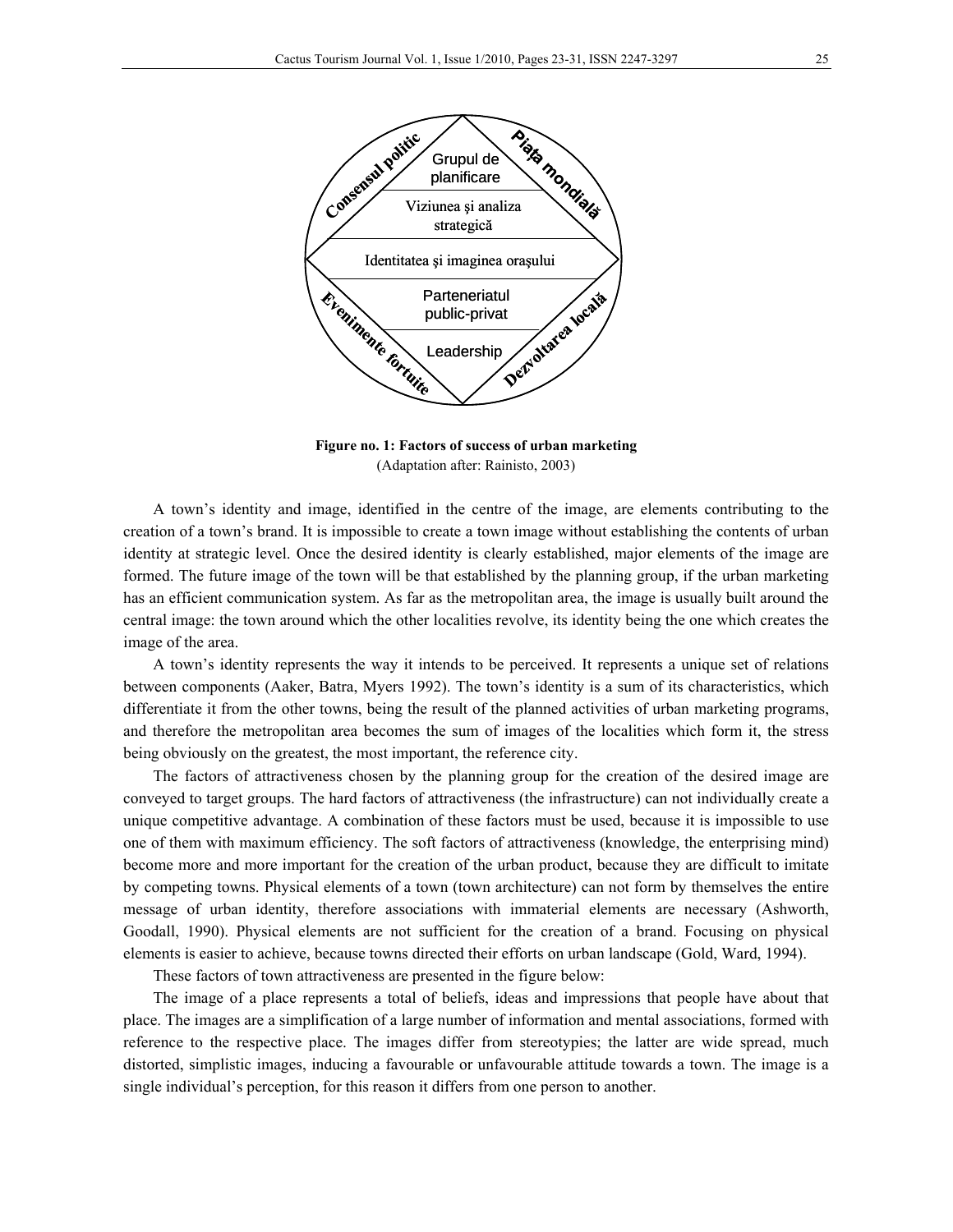Consensul politic

Piaţa mondială

Grupul de planificare

Viziunea şi analiza strategică

Identitatea şi imaginea oraşului

Parteneriatul public-privat

Leadership

Evenimente fortuite

Dezvoltarea locală

**Figure no. 1: Factors of success of urban marketing**
(Adaptation after: Rainisto, 2003)

A town's identity and image, identified in the centre of the image, are elements contributing to the creation of a town's brand. It is impossible to create a town image without establishing the contents of urban identity at strategic level. Once the desired identity is clearly established, major elements of the image are formed. The future image of the town will be that established by the planning group, if the urban marketing has an efficient communication system. As far as the metropolitan area, the image is usually built around the central image: the town around which the other localities revolve, its identity being the one which creates the image of the area.

A town's identity represents the way it intends to be perceived. It represents a unique set of relations between components (Aaker, Batra, Myers 1992). The town's identity is a sum of its characteristics, which differentiate it from the other towns, being the result of the planned activities of urban marketing programs, and therefore the metropolitan area becomes the sum of images of the localities which form it, the stress being obviously on the greatest, the most important, the reference city.

The factors of attractiveness chosen by the planning group for the creation of the desired image are conveyed to target groups. The hard factors of attractiveness (the infrastructure) can not individually create a unique competitive advantage. A combination of these factors must be used, because it is impossible to use one of them with maximum efficiency. The soft factors of attractiveness (knowledge, the enterprising mind) become more and more important for the creation of the urban product, because they are difficult to imitate by competing towns. Physical elements of a town (town architecture) can not form by themselves the entire message of urban identity, therefore associations with immaterial elements are necessary (Ashworth, Goodall, 1990). Physical elements are not sufficient for the creation of a brand. Focusing on physical elements is easier to achieve, because towns directed their efforts on urban landscape (Gold, Ward, 1994).

These factors of town attractiveness are presented in the figure below:

The image of a place represents a total of beliefs, ideas and impressions that people have about that place. The images are a simplification of a large number of information and mental associations, formed with reference to the respective place. The images differ from stereotypies; the latter are wide spread, much distorted, simplistic images, inducing a favourable or unfavourable attitude towards a town. The image is a single individual's perception, for this reason it differs from one person to another.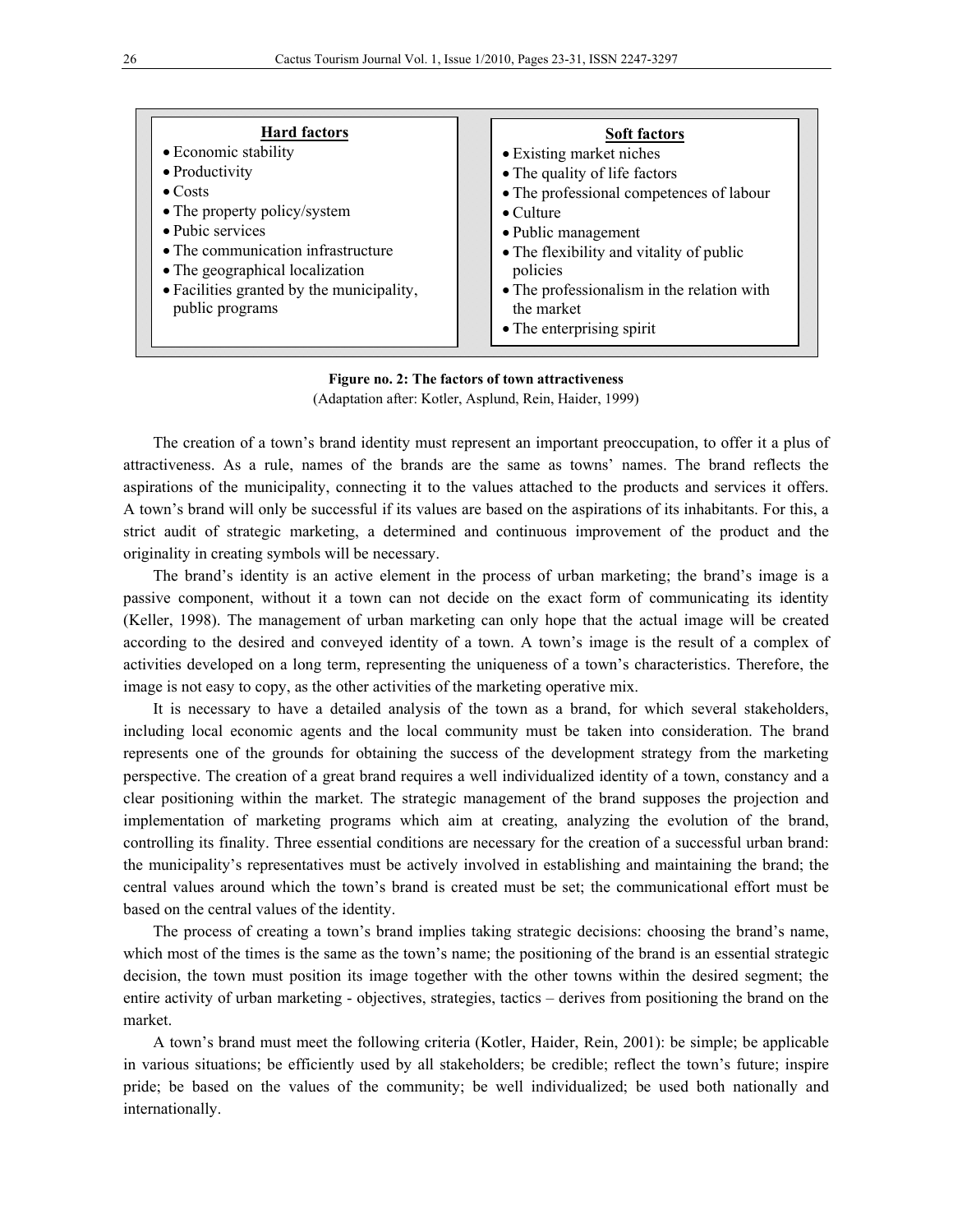| **Hard factors** | **Soft factors** |
| --- | --- |
| • Economic stability<br>• Productivity<br>• Costs<br>• The property policy/system<br>• Pubic services<br>• The communication infrastructure<br>• The geographical localization<br>• Facilities granted by the municipality, public programs | • Existing market niches<br>• The quality of life factors<br>• The professional competences of labour<br>• Culture<br>• Public management<br>• The flexibility and vitality of public policies<br>• The professionalism in the relation with the market<br>• The enterprising spirit |

**Figure no. 2: The factors of town attractiveness**
(Adaptation after: Kotler, Asplund, Rein, Haider, 1999)

The creation of a town's brand identity must represent an important preoccupation, to offer it a plus of attractiveness. As a rule, names of the brands are the same as towns' names. The brand reflects the aspirations of the municipality, connecting it to the values attached to the products and services it offers. A town's brand will only be successful if its values are based on the aspirations of its inhabitants. For this, a strict audit of strategic marketing, a determined and continuous improvement of the product and the originality in creating symbols will be necessary.

The brand's identity is an active element in the process of urban marketing; the brand's image is a passive component, without it a town can not decide on the exact form of communicating its identity (Keller, 1998). The management of urban marketing can only hope that the actual image will be created according to the desired and conveyed identity of a town. A town's image is the result of a complex of activities developed on a long term, representing the uniqueness of a town's characteristics. Therefore, the image is not easy to copy, as the other activities of the marketing operative mix.

It is necessary to have a detailed analysis of the town as a brand, for which several stakeholders, including local economic agents and the local community must be taken into consideration. The brand represents one of the grounds for obtaining the success of the development strategy from the marketing perspective. The creation of a great brand requires a well individualized identity of a town, constancy and a clear positioning within the market. The strategic management of the brand supposes the projection and implementation of marketing programs which aim at creating, analyzing the evolution of the brand, controlling its finality. Three essential conditions are necessary for the creation of a successful urban brand: the municipality's representatives must be actively involved in establishing and maintaining the brand; the central values around which the town's brand is created must be set; the communicational effort must be based on the central values of the identity.

The process of creating a town's brand implies taking strategic decisions: choosing the brand's name, which most of the times is the same as the town's name; the positioning of the brand is an essential strategic decision, the town must position its image together with the other towns within the desired segment; the entire activity of urban marketing - objectives, strategies, tactics – derives from positioning the brand on the market.

A town's brand must meet the following criteria (Kotler, Haider, Rein, 2001): be simple; be applicable in various situations; be efficiently used by all stakeholders; be credible; reflect the town's future; inspire pride; be based on the values of the community; be well individualized; be used both nationally and internationally.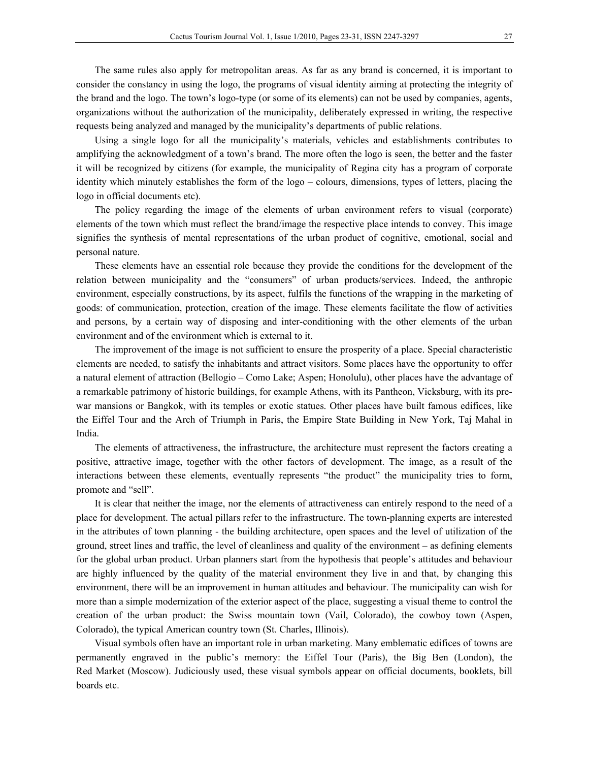The same rules also apply for metropolitan areas. As far as any brand is concerned, it is important to consider the constancy in using the logo, the programs of visual identity aiming at protecting the integrity of the brand and the logo. The town's logo-type (or some of its elements) can not be used by companies, agents, organizations without the authorization of the municipality, deliberately expressed in writing, the respective requests being analyzed and managed by the municipality's departments of public relations.

Using a single logo for all the municipality's materials, vehicles and establishments contributes to amplifying the acknowledgment of a town's brand. The more often the logo is seen, the better and the faster it will be recognized by citizens (for example, the municipality of Regina city has a program of corporate identity which minutely establishes the form of the logo – colours, dimensions, types of letters, placing the logo in official documents etc).

The policy regarding the image of the elements of urban environment refers to visual (corporate) elements of the town which must reflect the brand/image the respective place intends to convey. This image signifies the synthesis of mental representations of the urban product of cognitive, emotional, social and personal nature.

These elements have an essential role because they provide the conditions for the development of the relation between municipality and the "consumers" of urban products/services. Indeed, the anthropic environment, especially constructions, by its aspect, fulfils the functions of the wrapping in the marketing of goods: of communication, protection, creation of the image. These elements facilitate the flow of activities and persons, by a certain way of disposing and inter-conditioning with the other elements of the urban environment and of the environment which is external to it.

The improvement of the image is not sufficient to ensure the prosperity of a place. Special characteristic elements are needed, to satisfy the inhabitants and attract visitors. Some places have the opportunity to offer a natural element of attraction (Bellogio – Como Lake; Aspen; Honolulu), other places have the advantage of a remarkable patrimony of historic buildings, for example Athens, with its Pantheon, Vicksburg, with its pre-war mansions or Bangkok, with its temples or exotic statues. Other places have built famous edifices, like the Eiffel Tour and the Arch of Triumph in Paris, the Empire State Building in New York, Taj Mahal in India.

The elements of attractiveness, the infrastructure, the architecture must represent the factors creating a positive, attractive image, together with the other factors of development. The image, as a result of the interactions between these elements, eventually represents "the product" the municipality tries to form, promote and "sell".

It is clear that neither the image, nor the elements of attractiveness can entirely respond to the need of a place for development. The actual pillars refer to the infrastructure. The town-planning experts are interested in the attributes of town planning - the building architecture, open spaces and the level of utilization of the ground, street lines and traffic, the level of cleanliness and quality of the environment – as defining elements for the global urban product. Urban planners start from the hypothesis that people's attitudes and behaviour are highly influenced by the quality of the material environment they live in and that, by changing this environment, there will be an improvement in human attitudes and behaviour. The municipality can wish for more than a simple modernization of the exterior aspect of the place, suggesting a visual theme to control the creation of the urban product: the Swiss mountain town (Vail, Colorado), the cowboy town (Aspen, Colorado), the typical American country town (St. Charles, Illinois).

Visual symbols often have an important role in urban marketing. Many emblematic edifices of towns are permanently engraved in the public's memory: the Eiffel Tour (Paris), the Big Ben (London), the Red Market (Moscow). Judiciously used, these visual symbols appear on official documents, booklets, bill boards etc.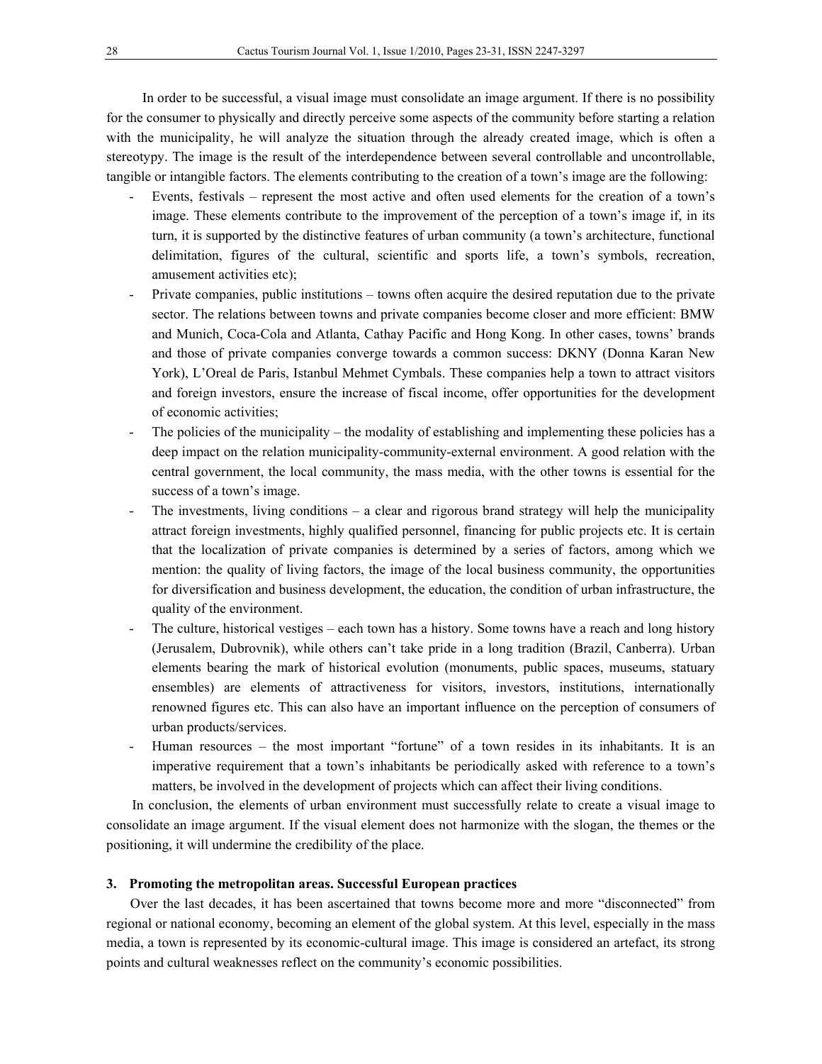In order to be successful, a visual image must consolidate an image argument. If there is no possibility for the consumer to physically and directly perceive some aspects of the community before starting a relation with the municipality, he will analyze the situation through the already created image, which is often a stereotypy. The image is the result of the interdependence between several controllable and uncontrollable, tangible or intangible factors. The elements contributing to the creation of a town's image are the following:

- Events, festivals – represent the most active and often used elements for the creation of a town's image. These elements contribute to the improvement of the perception of a town's image if, in its turn, it is supported by the distinctive features of urban community (a town's architecture, functional delimitation, figures of the cultural, scientific and sports life, a town's symbols, recreation, amusement activities etc);
- Private companies, public institutions – towns often acquire the desired reputation due to the private sector. The relations between towns and private companies become closer and more efficient: BMW and Munich, Coca-Cola and Atlanta, Cathay Pacific and Hong Kong. In other cases, towns' brands and those of private companies converge towards a common success: DKNY (Donna Karan New York), L'Oreal de Paris, Istanbul Mehmet Cymbals. These companies help a town to attract visitors and foreign investors, ensure the increase of fiscal income, offer opportunities for the development of economic activities;
- The policies of the municipality – the modality of establishing and implementing these policies has a deep impact on the relation municipality-community-external environment. A good relation with the central government, the local community, the mass media, with the other towns is essential for the success of a town's image.
- The investments, living conditions – a clear and rigorous brand strategy will help the municipality attract foreign investments, highly qualified personnel, financing for public projects etc. It is certain that the localization of private companies is determined by a series of factors, among which we mention: the quality of living factors, the image of the local business community, the opportunities for diversification and business development, the education, the condition of urban infrastructure, the quality of the environment.
- The culture, historical vestiges – each town has a history. Some towns have a reach and long history (Jerusalem, Dubrovnik), while others can't take pride in a long tradition (Brazil, Canberra). Urban elements bearing the mark of historical evolution (monuments, public spaces, museums, statuary ensembles) are elements of attractiveness for visitors, investors, institutions, internationally renowned figures etc. This can also have an important influence on the perception of consumers of urban products/services.
- Human resources – the most important "fortune" of a town resides in its inhabitants. It is an imperative requirement that a town's inhabitants be periodically asked with reference to a town's matters, be involved in the development of projects which can affect their living conditions.

In conclusion, the elements of urban environment must successfully relate to create a visual image to consolidate an image argument. If the visual element does not harmonize with the slogan, the themes or the positioning, it will undermine the credibility of the place.

## 3. Promoting the metropolitan areas. Successful European practices

Over the last decades, it has been ascertained that towns become more and more "disconnected" from regional or national economy, becoming an element of the global system. At this level, especially in the mass media, a town is represented by its economic-cultural image. This image is considered an artefact, its strong points and cultural weaknesses reflect on the community's economic possibilities.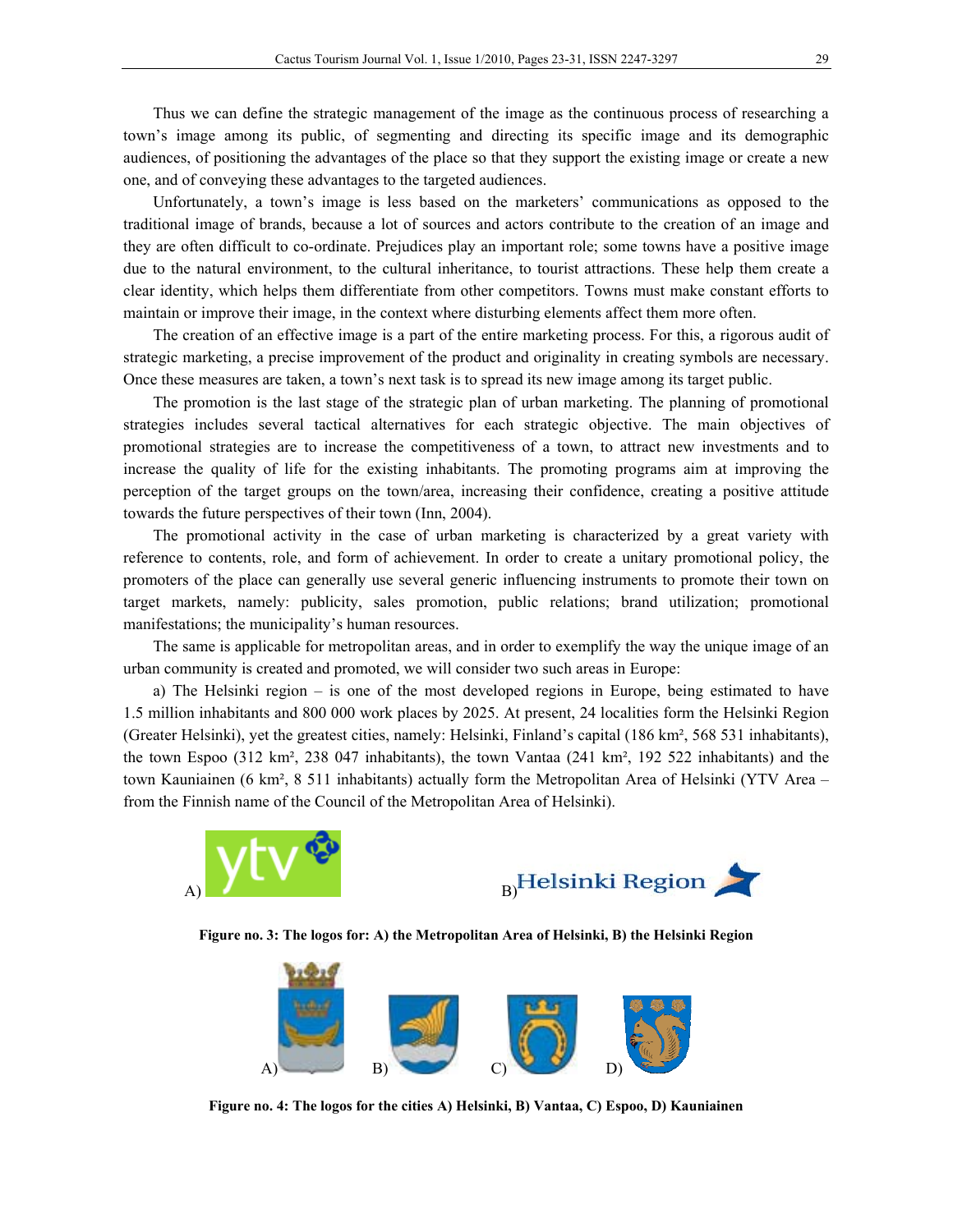Thus we can define the strategic management of the image as the continuous process of researching a town's image among its public, of segmenting and directing its specific image and its demographic audiences, of positioning the advantages of the place so that they support the existing image or create a new one, and of conveying these advantages to the targeted audiences.

Unfortunately, a town's image is less based on the marketers' communications as opposed to the traditional image of brands, because a lot of sources and actors contribute to the creation of an image and they are often difficult to co-ordinate. Prejudices play an important role; some towns have a positive image due to the natural environment, to the cultural inheritance, to tourist attractions. These help them create a clear identity, which helps them differentiate from other competitors. Towns must make constant efforts to maintain or improve their image, in the context where disturbing elements affect them more often.

The creation of an effective image is a part of the entire marketing process. For this, a rigorous audit of strategic marketing, a precise improvement of the product and originality in creating symbols are necessary. Once these measures are taken, a town's next task is to spread its new image among its target public.

The promotion is the last stage of the strategic plan of urban marketing. The planning of promotional strategies includes several tactical alternatives for each strategic objective. The main objectives of promotional strategies are to increase the competitiveness of a town, to attract new investments and to increase the quality of life for the existing inhabitants. The promoting programs aim at improving the perception of the target groups on the town/area, increasing their confidence, creating a positive attitude towards the future perspectives of their town (Inn, 2004).

The promotional activity in the case of urban marketing is characterized by a great variety with reference to contents, role, and form of achievement. In order to create a unitary promotional policy, the promoters of the place can generally use several generic influencing instruments to promote their town on target markets, namely: publicity, sales promotion, public relations; brand utilization; promotional manifestations; the municipality's human resources.

The same is applicable for metropolitan areas, and in order to exemplify the way the unique image of an urban community is created and promoted, we will consider two such areas in Europe:

a) The Helsinki region – is one of the most developed regions in Europe, being estimated to have 1.5 million inhabitants and 800 000 work places by 2025. At present, 24 localities form the Helsinki Region (Greater Helsinki), yet the greatest cities, namely: Helsinki, Finland's capital (186 km², 568 531 inhabitants), the town Espoo (312 km², 238 047 inhabitants), the town Vantaa (241 km², 192 522 inhabitants) and the town Kauniainen (6 km², 8 511 inhabitants) actually form the Metropolitan Area of Helsinki (YTV Area – from the Finnish name of the Council of the Metropolitan Area of Helsinki).

A) B)

**Figure no. 3: The logos for: A) the Metropolitan Area of Helsinki, B) the Helsinki Region**

A) B) C) D)

**Figure no. 4: The logos for the cities A) Helsinki, B) Vantaa, C) Espoo, D) Kauniainen**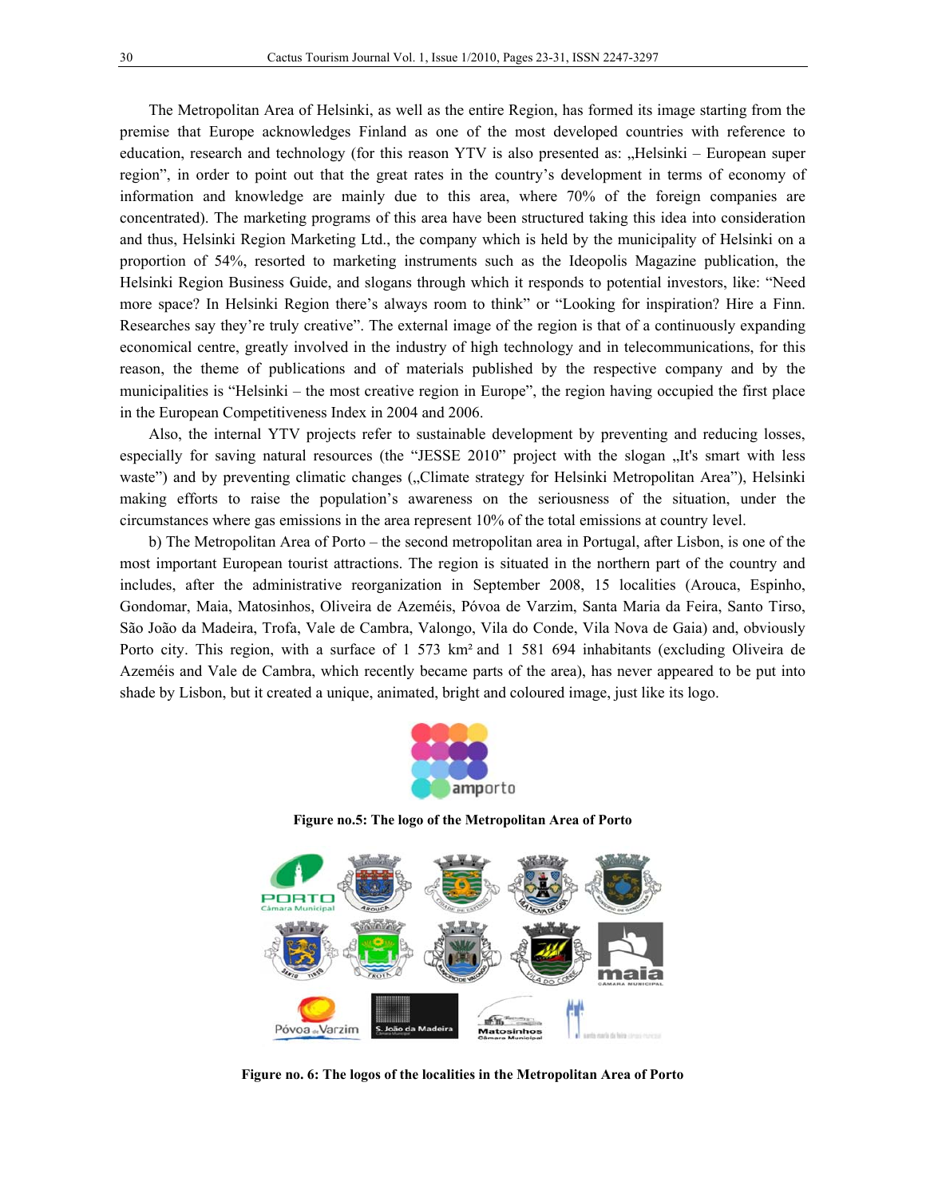The Metropolitan Area of Helsinki, as well as the entire Region, has formed its image starting from the premise that Europe acknowledges Finland as one of the most developed countries with reference to education, research and technology (for this reason YTV is also presented as: „Helsinki – European super region", in order to point out that the great rates in the country's development in terms of economy of information and knowledge are mainly due to this area, where 70% of the foreign companies are concentrated). The marketing programs of this area have been structured taking this idea into consideration and thus, Helsinki Region Marketing Ltd., the company which is held by the municipality of Helsinki on a proportion of 54%, resorted to marketing instruments such as the Ideopolis Magazine publication, the Helsinki Region Business Guide, and slogans through which it responds to potential investors, like: "Need more space? In Helsinki Region there's always room to think" or "Looking for inspiration? Hire a Finn. Researches say they're truly creative". The external image of the region is that of a continuously expanding economical centre, greatly involved in the industry of high technology and in telecommunications, for this reason, the theme of publications and of materials published by the respective company and by the municipalities is "Helsinki – the most creative region in Europe", the region having occupied the first place in the European Competitiveness Index in 2004 and 2006.

Also, the internal YTV projects refer to sustainable development by preventing and reducing losses, especially for saving natural resources (the "JESSE 2010" project with the slogan „It's smart with less waste") and by preventing climatic changes („Climate strategy for Helsinki Metropolitan Area"), Helsinki making efforts to raise the population's awareness on the seriousness of the situation, under the circumstances where gas emissions in the area represent 10% of the total emissions at country level.

b) The Metropolitan Area of Porto – the second metropolitan area in Portugal, after Lisbon, is one of the most important European tourist attractions. The region is situated in the northern part of the country and includes, after the administrative reorganization in September 2008, 15 localities (Arouca, Espinho, Gondomar, Maia, Matosinhos, Oliveira de Azeméis, Póvoa de Varzim, Santa Maria da Feira, Santo Tirso, São João da Madeira, Trofa, Vale de Cambra, Valongo, Vila do Conde, Vila Nova de Gaia) and, obviously Porto city. This region, with a surface of 1 573 km² and 1 581 694 inhabitants (excluding Oliveira de Azeméis and Vale de Cambra, which recently became parts of the area), has never appeared to be put into shade by Lisbon, but it created a unique, animated, bright and coloured image, just like its logo.

**Figure no.5: The logo of the Metropolitan Area of Porto**

**Figure no. 6: The logos of the localities in the Metropolitan Area of Porto**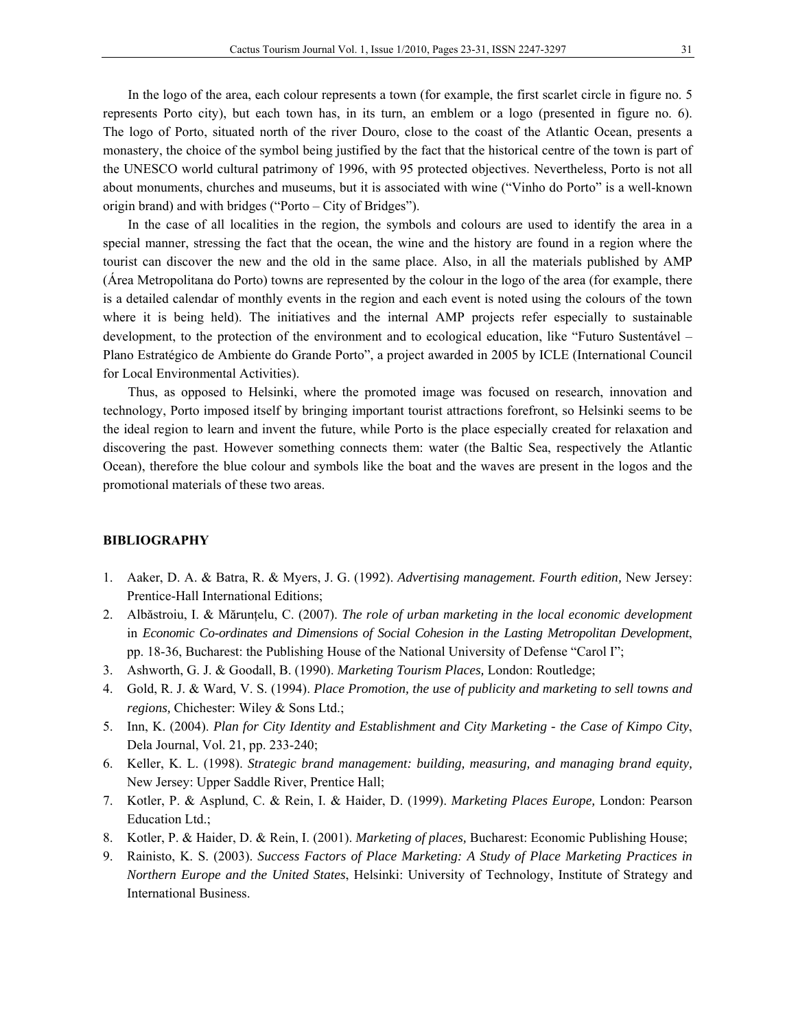In the logo of the area, each colour represents a town (for example, the first scarlet circle in figure no. 5 represents Porto city), but each town has, in its turn, an emblem or a logo (presented in figure no. 6). The logo of Porto, situated north of the river Douro, close to the coast of the Atlantic Ocean, presents a monastery, the choice of the symbol being justified by the fact that the historical centre of the town is part of the UNESCO world cultural patrimony of 1996, with 95 protected objectives. Nevertheless, Porto is not all about monuments, churches and museums, but it is associated with wine ("Vinho do Porto" is a well-known origin brand) and with bridges ("Porto – City of Bridges").

In the case of all localities in the region, the symbols and colours are used to identify the area in a special manner, stressing the fact that the ocean, the wine and the history are found in a region where the tourist can discover the new and the old in the same place. Also, in all the materials published by AMP (Área Metropolitana do Porto) towns are represented by the colour in the logo of the area (for example, there is a detailed calendar of monthly events in the region and each event is noted using the colours of the town where it is being held). The initiatives and the internal AMP projects refer especially to sustainable development, to the protection of the environment and to ecological education, like "Futuro Sustentável – Plano Estratégico de Ambiente do Grande Porto", a project awarded in 2005 by ICLE (International Council for Local Environmental Activities).

Thus, as opposed to Helsinki, where the promoted image was focused on research, innovation and technology, Porto imposed itself by bringing important tourist attractions forefront, so Helsinki seems to be the ideal region to learn and invent the future, while Porto is the place especially created for relaxation and discovering the past. However something connects them: water (the Baltic Sea, respectively the Atlantic Ocean), therefore the blue colour and symbols like the boat and the waves are present in the logos and the promotional materials of these two areas.

## BIBLIOGRAPHY

1. Aaker, D. A. & Batra, R. & Myers, J. G. (1992). *Advertising management. Fourth edition,* New Jersey: Prentice-Hall International Editions;
2. Albăstroiu, I. & Mărunțelu, C. (2007). *The role of urban marketing in the local economic development* in *Economic Co-ordinates and Dimensions of Social Cohesion in the Lasting Metropolitan Development*, pp. 18-36, Bucharest: the Publishing House of the National University of Defense "Carol I";
3. Ashworth, G. J. & Goodall, B. (1990). *Marketing Tourism Places,* London: Routledge;
4. Gold, R. J. & Ward, V. S. (1994). *Place Promotion, the use of publicity and marketing to sell towns and regions,* Chichester: Wiley & Sons Ltd.;
5. Inn, K. (2004). *Plan for City Identity and Establishment and City Marketing - the Case of Kimpo City*, Dela Journal, Vol. 21, pp. 233-240;
6. Keller, K. L. (1998). *Strategic brand management: building, measuring, and managing brand equity,* New Jersey: Upper Saddle River, Prentice Hall;
7. Kotler, P. & Asplund, C. & Rein, I. & Haider, D. (1999). *Marketing Places Europe,* London: Pearson Education Ltd.;
8. Kotler, P. & Haider, D. & Rein, I. (2001). *Marketing of places,* Bucharest: Economic Publishing House;
9. Rainisto, K. S. (2003). *Success Factors of Place Marketing: A Study of Place Marketing Practices in Northern Europe and the United States*, Helsinki: University of Technology, Institute of Strategy and International Business.